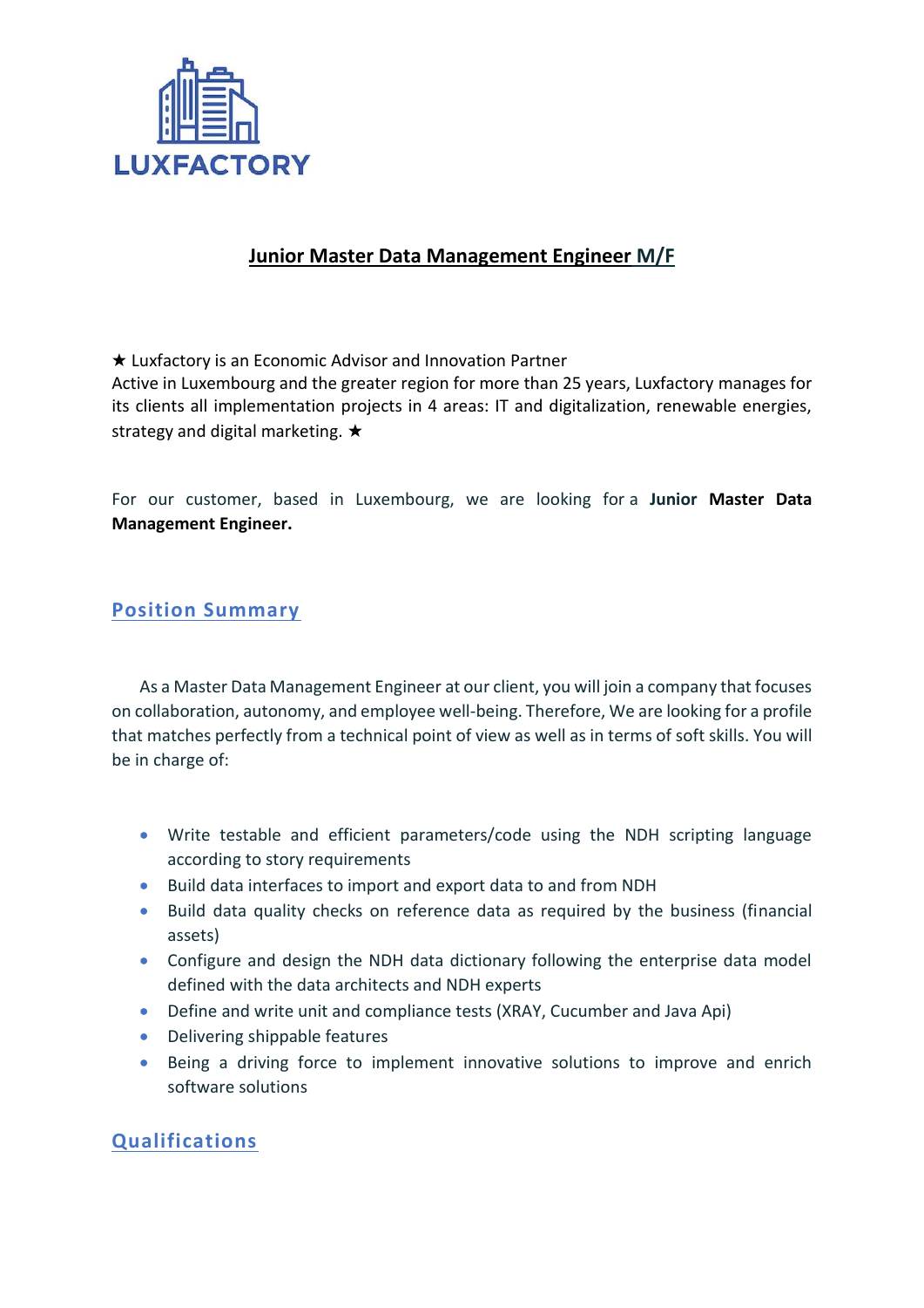LUXFACTORY

# Junior Master Data Management Engineer M/F

★ Luxfactory is an Economic Advisor and Innovation Partner
Active in Luxembourg and the greater region for more than 25 years, Luxfactory manages for its clients all implementation projects in 4 areas: IT and digitalization, renewable energies, strategy and digital marketing. ★

For our customer, based in Luxembourg, we are looking for a **Junior Master Data Management Engineer.**

## Position Summary

As a Master Data Management Engineer at our client, you will join a company that focuses on collaboration, autonomy, and employee well-being. Therefore, We are looking for a profile that matches perfectly from a technical point of view as well as in terms of soft skills. You will be in charge of:

- Write testable and efficient parameters/code using the NDH scripting language according to story requirements
- Build data interfaces to import and export data to and from NDH
- Build data quality checks on reference data as required by the business (financial assets)
- Configure and design the NDH data dictionary following the enterprise data model defined with the data architects and NDH experts
- Define and write unit and compliance tests (XRAY, Cucumber and Java Api)
- Delivering shippable features
- Being a driving force to implement innovative solutions to improve and enrich software solutions

## Qualifications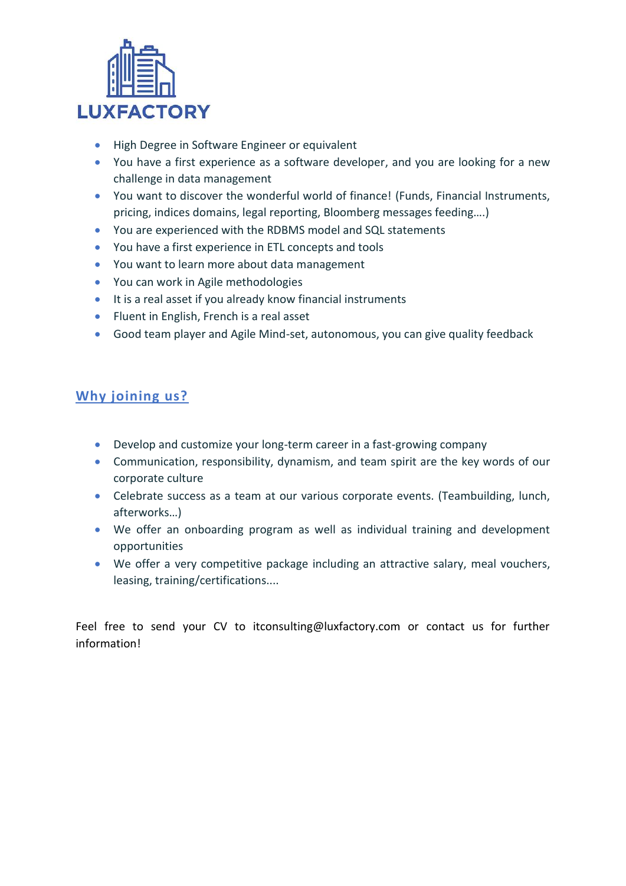LUXFACTORY

- High Degree in Software Engineer or equivalent
- You have a first experience as a software developer, and you are looking for a new challenge in data management
- You want to discover the wonderful world of finance! (Funds, Financial Instruments, pricing, indices domains, legal reporting, Bloomberg messages feeding….)
- You are experienced with the RDBMS model and SQL statements
- You have a first experience in ETL concepts and tools
- You want to learn more about data management
- You can work in Agile methodologies
- It is a real asset if you already know financial instruments
- Fluent in English, French is a real asset
- Good team player and Agile Mind-set, autonomous, you can give quality feedback

## Why joining us?

- Develop and customize your long-term career in a fast-growing company
- Communication, responsibility, dynamism, and team spirit are the key words of our corporate culture
- Celebrate success as a team at our various corporate events. (Teambuilding, lunch, afterworks…)
- We offer an onboarding program as well as individual training and development opportunities
- We offer a very competitive package including an attractive salary, meal vouchers, leasing, training/certifications....

Feel free to send your CV to itconsulting@luxfactory.com or contact us for further information!